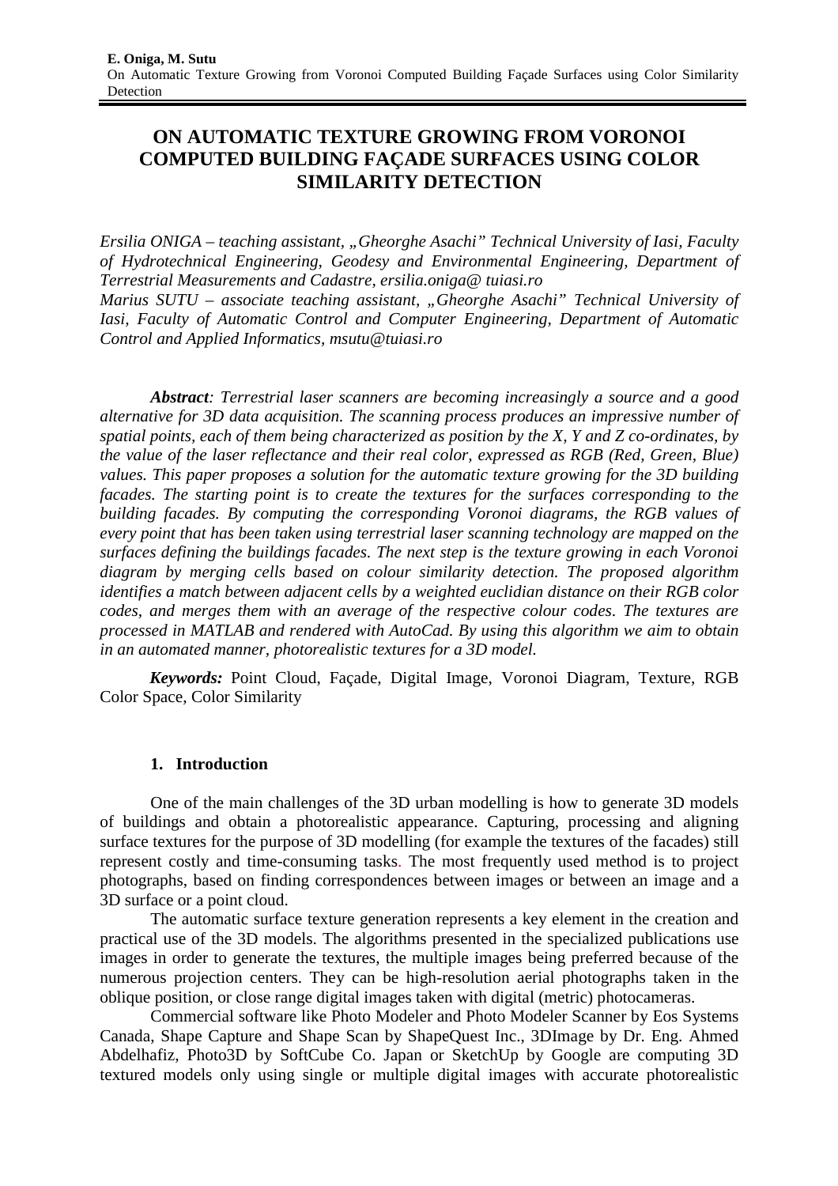# ON AUTOMATIC TEXTURE GROWING FROM VORONOI COMPUTED BUILDING FAÇADE SURFACES USING COLOR SIMILARITY DETECTION

*Ersilia ONIGA – teaching assistant, „Gheorghe Asachi" Technical University of Iasi, Faculty of Hydrotechnical Engineering, Geodesy and Environmental Engineering, Department of Terrestrial Measurements and Cadastre, ersilia.oniga@ tuiasi.ro*

*Marius SUTU – associate teaching assistant, „Gheorghe Asachi" Technical University of Iasi, Faculty of Automatic Control and Computer Engineering, Department of Automatic Control and Applied Informatics, msutu@tuiasi.ro*

***Abstract**: Terrestrial laser scanners are becoming increasingly a source and a good alternative for 3D data acquisition. The scanning process produces an impressive number of spatial points, each of them being characterized as position by the X, Y and Z co-ordinates, by the value of the laser reflectance and their real color, expressed as RGB (Red, Green, Blue) values. This paper proposes a solution for the automatic texture growing for the 3D building facades. The starting point is to create the textures for the surfaces corresponding to the building facades. By computing the corresponding Voronoi diagrams, the RGB values of every point that has been taken using terrestrial laser scanning technology are mapped on the surfaces defining the buildings facades. The next step is the texture growing in each Voronoi diagram by merging cells based on colour similarity detection. The proposed algorithm identifies a match between adjacent cells by a weighted euclidian distance on their RGB color codes, and merges them with an average of the respective colour codes. The textures are processed in MATLAB and rendered with AutoCad. By using this algorithm we aim to obtain in an automated manner, photorealistic textures for a 3D model.*

***Keywords:*** Point Cloud, Façade, Digital Image, Voronoi Diagram, Texture, RGB Color Space, Color Similarity

## 1. Introduction

One of the main challenges of the 3D urban modelling is how to generate 3D models of buildings and obtain a photorealistic appearance. Capturing, processing and aligning surface textures for the purpose of 3D modelling (for example the textures of the facades) still represent costly and time-consuming tasks. The most frequently used method is to project photographs, based on finding correspondences between images or between an image and a 3D surface or a point cloud.

The automatic surface texture generation represents a key element in the creation and practical use of the 3D models. The algorithms presented in the specialized publications use images in order to generate the textures, the multiple images being preferred because of the numerous projection centers. They can be high-resolution aerial photographs taken in the oblique position, or close range digital images taken with digital (metric) photocameras.

Commercial software like Photo Modeler and Photo Modeler Scanner by Eos Systems Canada, Shape Capture and Shape Scan by ShapeQuest Inc., 3DImage by Dr. Eng. Ahmed Abdelhafiz, Photo3D by SoftCube Co. Japan or SketchUp by Google are computing 3D textured models only using single or multiple digital images with accurate photorealistic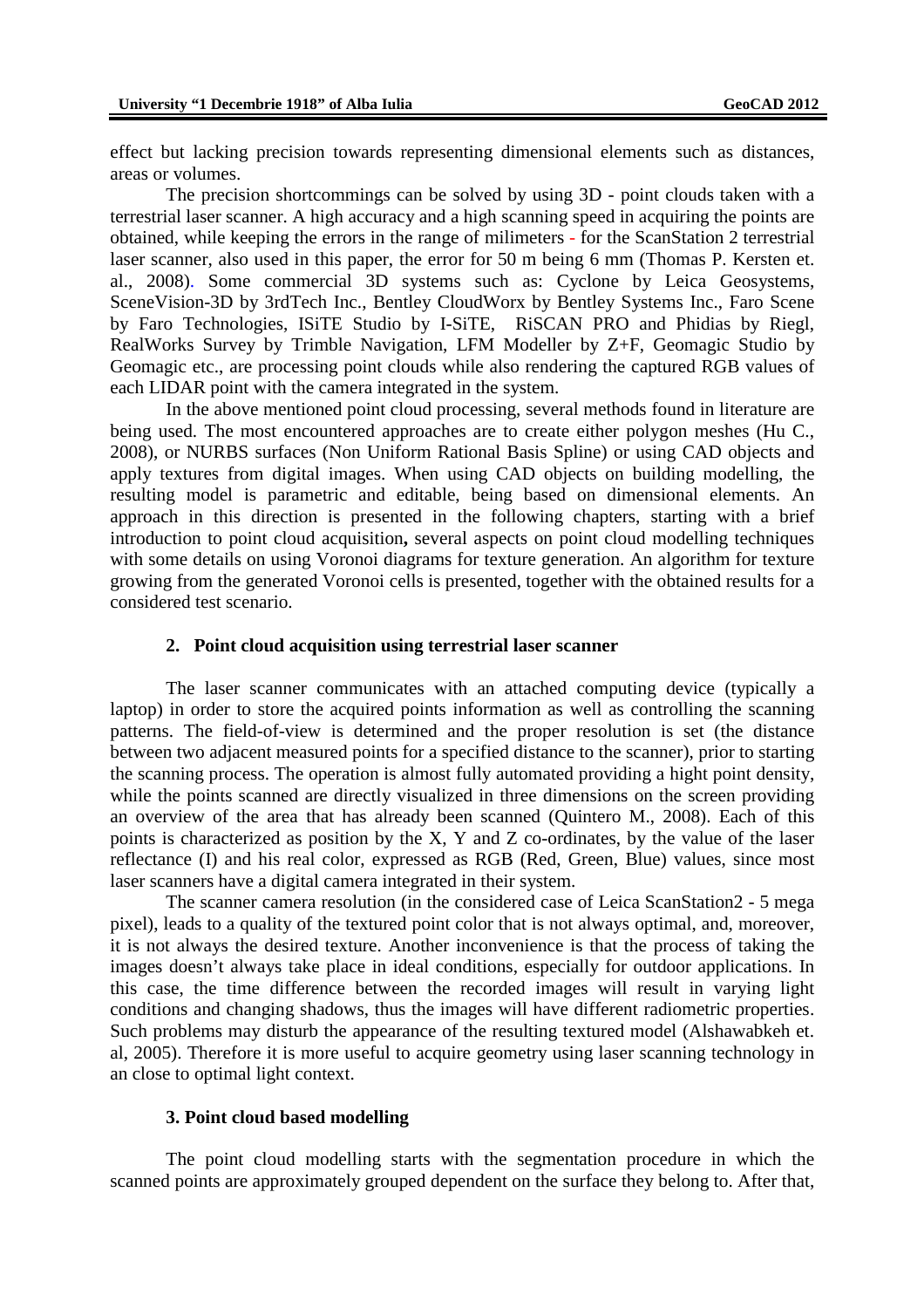effect but lacking precision towards representing dimensional elements such as distances, areas or volumes.

The precision shortcommings can be solved by using 3D - point clouds taken with a terrestrial laser scanner. A high accuracy and a high scanning speed in acquiring the points are obtained, while keeping the errors in the range of milimeters - for the ScanStation 2 terrestrial laser scanner, also used in this paper, the error for 50 m being 6 mm (Thomas P. Kersten et. al., 2008). Some commercial 3D systems such as: Cyclone by Leica Geosystems, SceneVision-3D by 3rdTech Inc., Bentley CloudWorx by Bentley Systems Inc., Faro Scene by Faro Technologies, ISiTE Studio by I-SiTE, RiSCAN PRO and Phidias by Riegl, RealWorks Survey by Trimble Navigation, LFM Modeller by Z+F, Geomagic Studio by Geomagic etc., are processing point clouds while also rendering the captured RGB values of each LIDAR point with the camera integrated in the system.

In the above mentioned point cloud processing, several methods found in literature are being used. The most encountered approaches are to create either polygon meshes (Hu C., 2008), or NURBS surfaces (Non Uniform Rational Basis Spline) or using CAD objects and apply textures from digital images. When using CAD objects on building modelling, the resulting model is parametric and editable, being based on dimensional elements. An approach in this direction is presented in the following chapters, starting with a brief introduction to point cloud acquisition**,** several aspects on point cloud modelling techniques with some details on using Voronoi diagrams for texture generation. An algorithm for texture growing from the generated Voronoi cells is presented, together with the obtained results for a considered test scenario.

## 2. Point cloud acquisition using terrestrial laser scanner

The laser scanner communicates with an attached computing device (typically a laptop) in order to store the acquired points information as well as controlling the scanning patterns. The field-of-view is determined and the proper resolution is set (the distance between two adjacent measured points for a specified distance to the scanner), prior to starting the scanning process. The operation is almost fully automated providing a hight point density, while the points scanned are directly visualized in three dimensions on the screen providing an overview of the area that has already been scanned (Quintero M., 2008). Each of this points is characterized as position by the X, Y and Z co-ordinates, by the value of the laser reflectance (I) and his real color, expressed as RGB (Red, Green, Blue) values, since most laser scanners have a digital camera integrated in their system.

The scanner camera resolution (in the considered case of Leica ScanStation2 - 5 mega pixel), leads to a quality of the textured point color that is not always optimal, and, moreover, it is not always the desired texture. Another inconvenience is that the process of taking the images doesn't always take place in ideal conditions, especially for outdoor applications. In this case, the time difference between the recorded images will result in varying light conditions and changing shadows, thus the images will have different radiometric properties. Such problems may disturb the appearance of the resulting textured model (Alshawabkeh et. al, 2005). Therefore it is more useful to acquire geometry using laser scanning technology in an close to optimal light context.

## 3. Point cloud based modelling

The point cloud modelling starts with the segmentation procedure in which the scanned points are approximately grouped dependent on the surface they belong to. After that,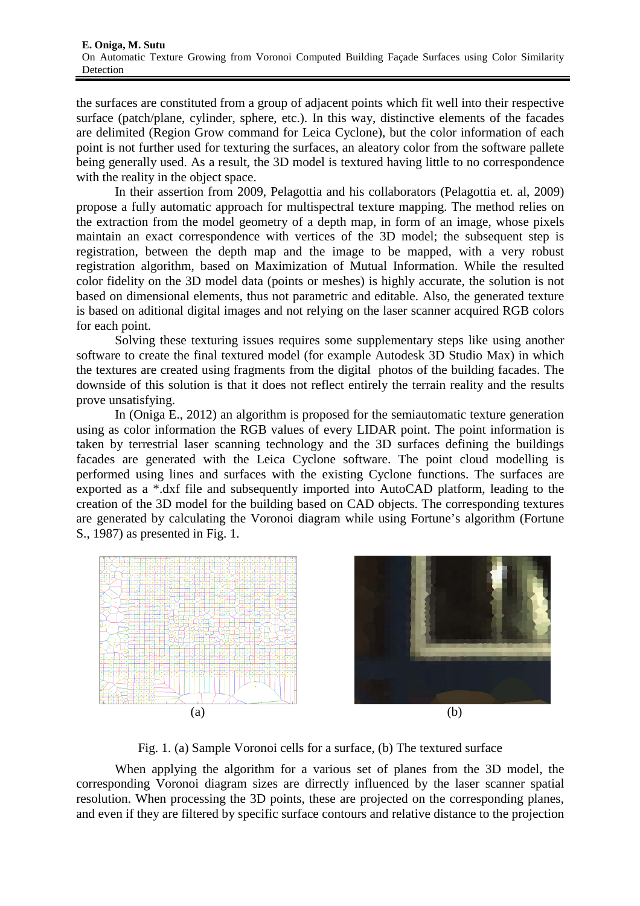the surfaces are constituted from a group of adjacent points which fit well into their respective surface (patch/plane, cylinder, sphere, etc.). In this way, distinctive elements of the facades are delimited (Region Grow command for Leica Cyclone), but the color information of each point is not further used for texturing the surfaces, an aleatory color from the software pallete being generally used. As a result, the 3D model is textured having little to no correspondence with the reality in the object space.

In their assertion from 2009, Pelagottia and his collaborators (Pelagottia et. al, 2009) propose a fully automatic approach for multispectral texture mapping. The method relies on the extraction from the model geometry of a depth map, in form of an image, whose pixels maintain an exact correspondence with vertices of the 3D model; the subsequent step is registration, between the depth map and the image to be mapped, with a very robust registration algorithm, based on Maximization of Mutual Information. While the resulted color fidelity on the 3D model data (points or meshes) is highly accurate, the solution is not based on dimensional elements, thus not parametric and editable. Also, the generated texture is based on aditional digital images and not relying on the laser scanner acquired RGB colors for each point.

Solving these texturing issues requires some supplementary steps like using another software to create the final textured model (for example Autodesk 3D Studio Max) in which the textures are created using fragments from the digital photos of the building facades. The downside of this solution is that it does not reflect entirely the terrain reality and the results prove unsatisfying.

In (Oniga E., 2012) an algorithm is proposed for the semiautomatic texture generation using as color information the RGB values of every LIDAR point. The point information is taken by terrestrial laser scanning technology and the 3D surfaces defining the buildings facades are generated with the Leica Cyclone software. The point cloud modelling is performed using lines and surfaces with the existing Cyclone functions. The surfaces are exported as a *.dxf file and subsequently imported into AutoCAD platform, leading to the creation of the 3D model for the building based on CAD objects. The corresponding textures are generated by calculating the Voronoi diagram while using Fortune's algorithm (Fortune S., 1987) as presented in Fig. 1.

(a) (b)

Fig. 1. (a) Sample Voronoi cells for a surface, (b) The textured surface

When applying the algorithm for a various set of planes from the 3D model, the corresponding Voronoi diagram sizes are dirrectly influenced by the laser scanner spatial resolution. When processing the 3D points, these are projected on the corresponding planes, and even if they are filtered by specific surface contours and relative distance to the projection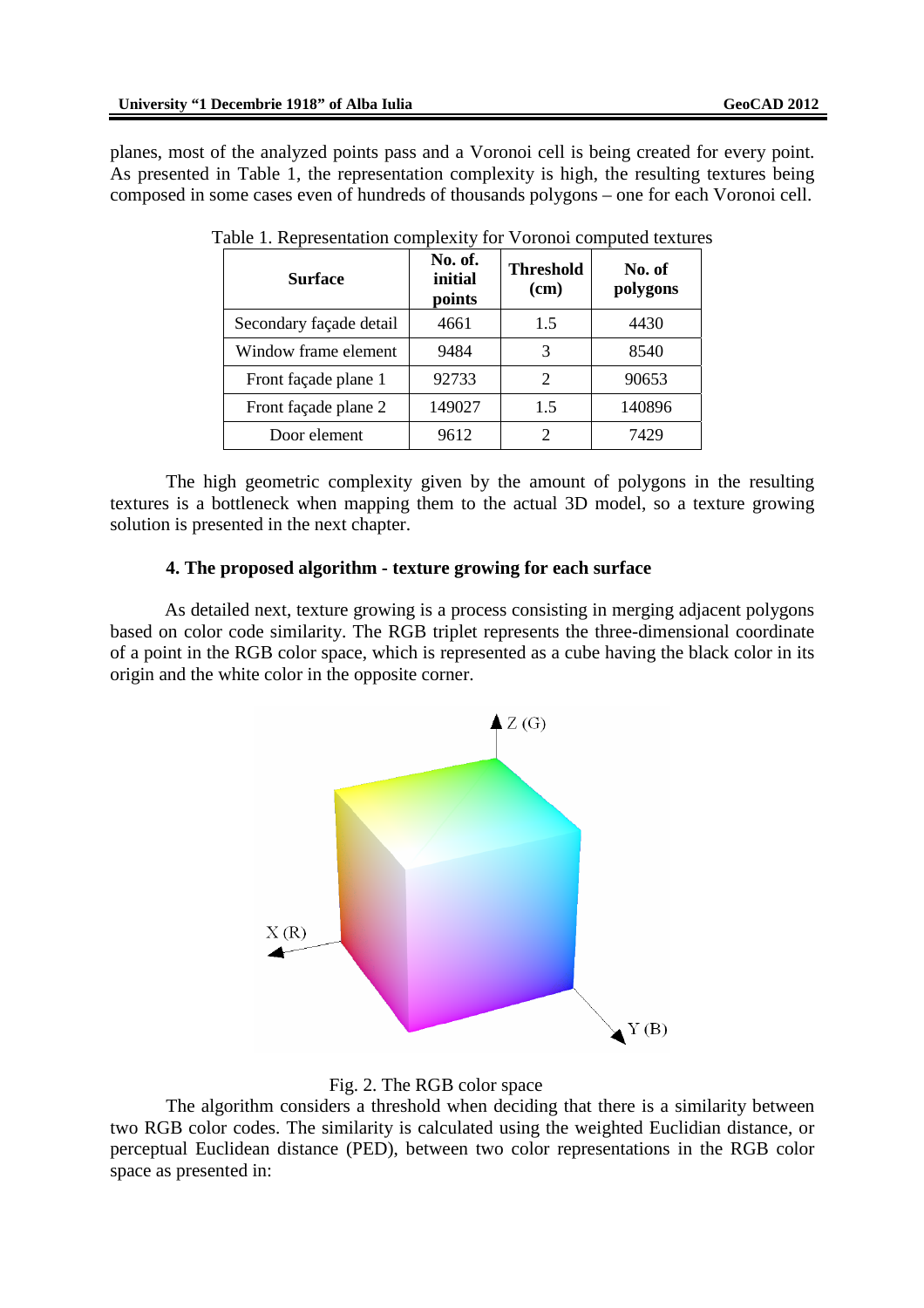planes, most of the analyzed points pass and a Voronoi cell is being created for every point. As presented in Table 1, the representation complexity is high, the resulting textures being composed in some cases even of hundreds of thousands polygons – one for each Voronoi cell.

Table 1. Representation complexity for Voronoi computed textures

| Surface | No. of. initial points | Threshold (cm) | No. of polygons |
|---|---|---|---|
| Secondary façade detail | 4661 | 1.5 | 4430 |
| Window frame element | 9484 | 3 | 8540 |
| Front façade plane 1 | 92733 | 2 | 90653 |
| Front façade plane 2 | 149027 | 1.5 | 140896 |
| Door element | 9612 | 2 | 7429 |

The high geometric complexity given by the amount of polygons in the resulting textures is a bottleneck when mapping them to the actual 3D model, so a texture growing solution is presented in the next chapter.

## 4. The proposed algorithm - texture growing for each surface

As detailed next, texture growing is a process consisting in merging adjacent polygons based on color code similarity. The RGB triplet represents the three-dimensional coordinate of a point in the RGB color space, which is represented as a cube having the black color in its origin and the white color in the opposite corner.

Fig. 2. The RGB color space

The algorithm considers a threshold when deciding that there is a similarity between two RGB color codes. The similarity is calculated using the weighted Euclidian distance, or perceptual Euclidean distance (PED), between two color representations in the RGB color space as presented in: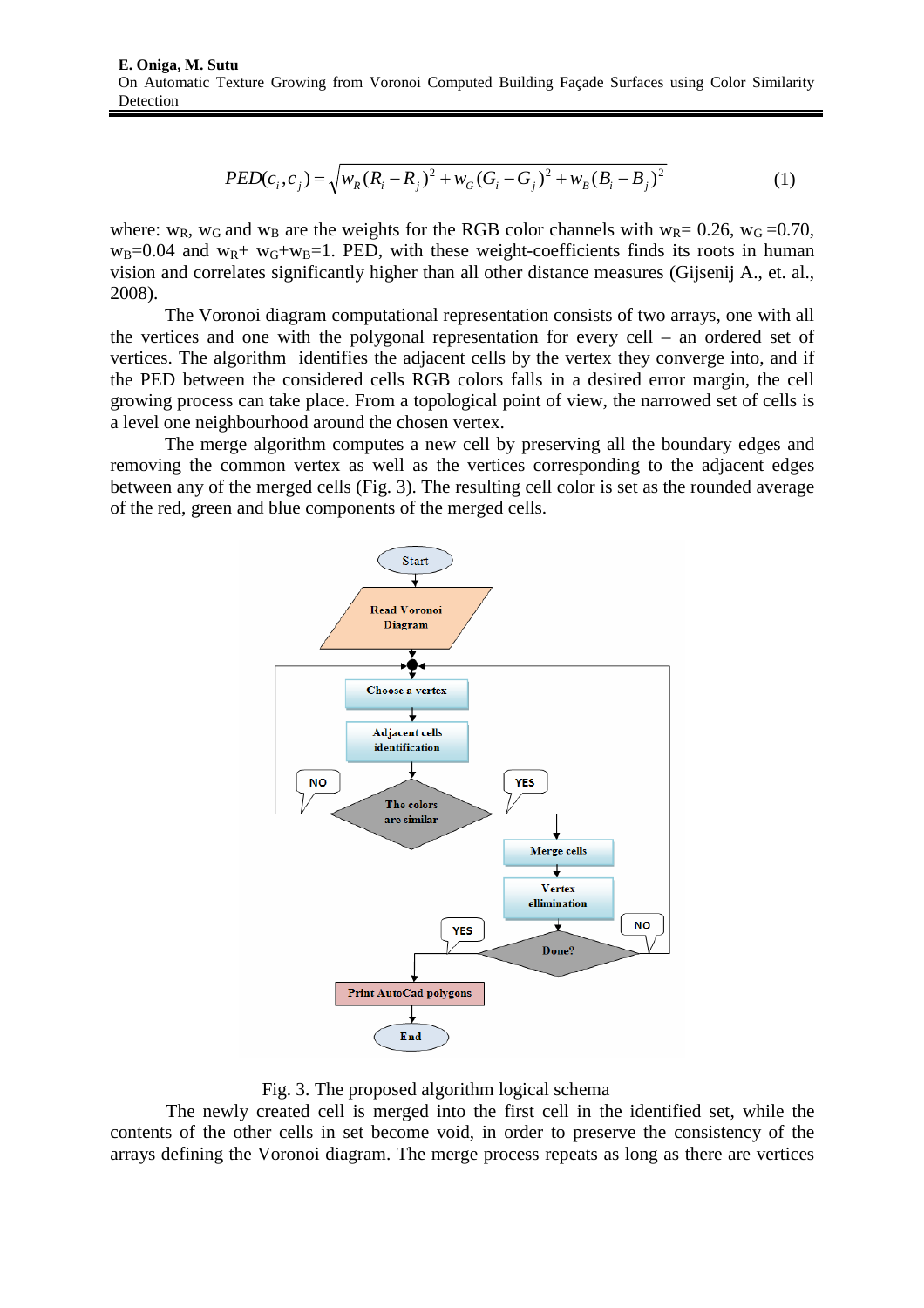$$PED(c_i, c_j) = \sqrt{w_R(R_i - R_j)^2 + w_G(G_i - G_j)^2 + w_B(B_i - B_j)^2} \quad (1)$$

where: $w_R$, $w_G$ and $w_B$ are the weights for the RGB color channels with $w_R$= 0.26, $w_G$ =0.70, $w_B$=0.04 and $w_R$+ $w_G$+$w_B$=1. PED, with these weight-coefficients finds its roots in human vision and correlates significantly higher than all other distance measures (Gijsenij A., et. al., 2008).

The Voronoi diagram computational representation consists of two arrays, one with all the vertices and one with the polygonal representation for every cell – an ordered set of vertices. The algorithm identifies the adjacent cells by the vertex they converge into, and if the PED between the considered cells RGB colors falls in a desired error margin, the cell growing process can take place. From a topological point of view, the narrowed set of cells is a level one neighbourhood around the chosen vertex.

The merge algorithm computes a new cell by preserving all the boundary edges and removing the common vertex as well as the vertices corresponding to the adjacent edges between any of the merged cells (Fig. 3). The resulting cell color is set as the rounded average of the red, green and blue components of the merged cells.

Fig. 3. The proposed algorithm logical schema

The newly created cell is merged into the first cell in the identified set, while the contents of the other cells in set become void, in order to preserve the consistency of the arrays defining the Voronoi diagram. The merge process repeats as long as there are vertices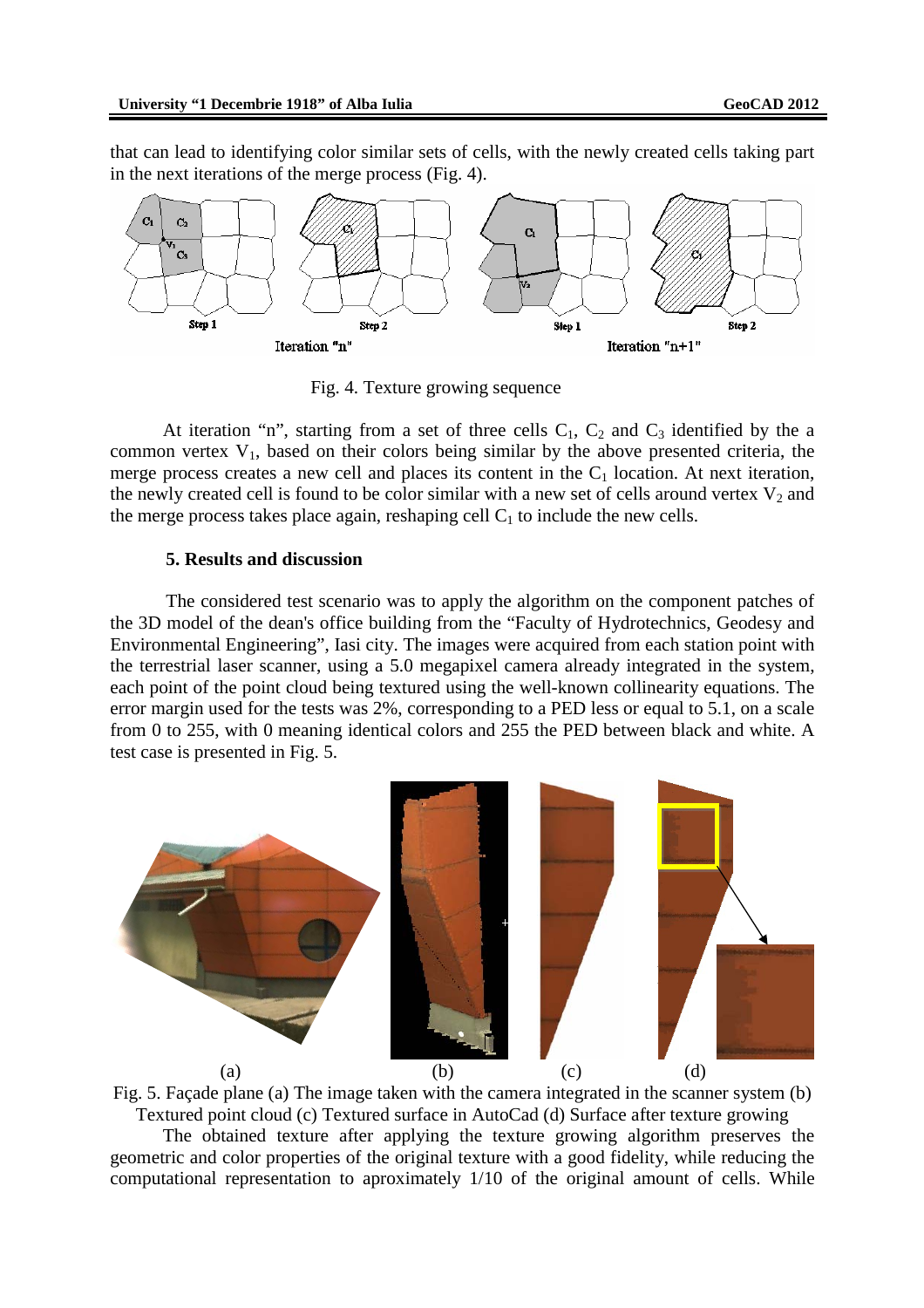that can lead to identifying color similar sets of cells, with the newly created cells taking part in the next iterations of the merge process (Fig. 4).

Fig. 4. Texture growing sequence

At iteration "n", starting from a set of three cells $C_1$, $C_2$ and $C_3$ identified by the a common vertex $V_1$, based on their colors being similar by the above presented criteria, the merge process creates a new cell and places its content in the $C_1$ location. At next iteration, the newly created cell is found to be color similar with a new set of cells around vertex $V_2$ and the merge process takes place again, reshaping cell $C_1$ to include the new cells.

## 5. Results and discussion

The considered test scenario was to apply the algorithm on the component patches of the 3D model of the dean's office building from the "Faculty of Hydrotechnics, Geodesy and Environmental Engineering", Iasi city. The images were acquired from each station point with the terrestrial laser scanner, using a 5.0 megapixel camera already integrated in the system, each point of the point cloud being textured using the well-known collinearity equations. The error margin used for the tests was 2%, corresponding to a PED less or equal to 5.1, on a scale from 0 to 255, with 0 meaning identical colors and 255 the PED between black and white. A test case is presented in Fig. 5.

Fig. 5. Façade plane (a) The image taken with the camera integrated in the scanner system (b) Textured point cloud (c) Textured surface in AutoCad (d) Surface after texture growing

The obtained texture after applying the texture growing algorithm preserves the geometric and color properties of the original texture with a good fidelity, while reducing the computational representation to aproximately 1/10 of the original amount of cells. While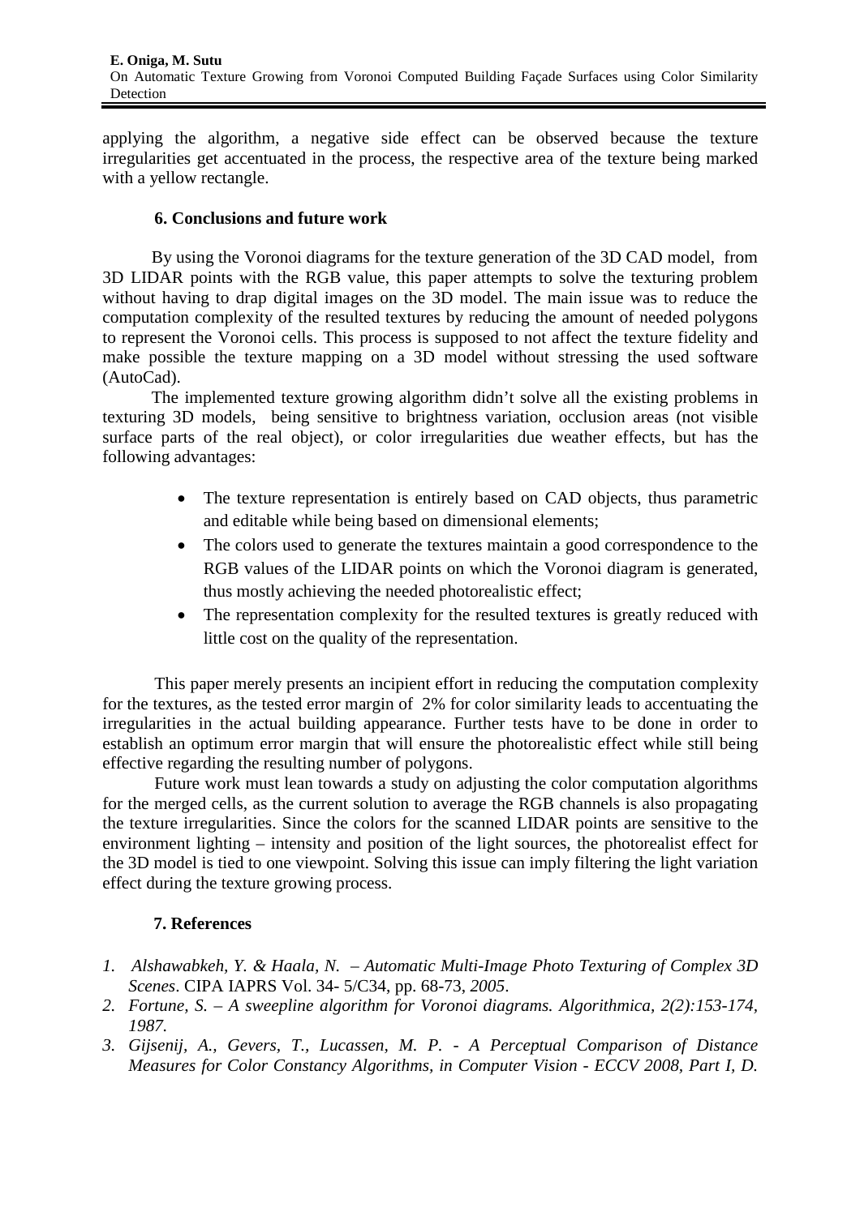applying the algorithm, a negative side effect can be observed because the texture irregularities get accentuated in the process, the respective area of the texture being marked with a yellow rectangle.

## 6. Conclusions and future work

By using the Voronoi diagrams for the texture generation of the 3D CAD model, from 3D LIDAR points with the RGB value, this paper attempts to solve the texturing problem without having to drap digital images on the 3D model. The main issue was to reduce the computation complexity of the resulted textures by reducing the amount of needed polygons to represent the Voronoi cells. This process is supposed to not affect the texture fidelity and make possible the texture mapping on a 3D model without stressing the used software (AutoCad).

The implemented texture growing algorithm didn't solve all the existing problems in texturing 3D models, being sensitive to brightness variation, occlusion areas (not visible surface parts of the real object), or color irregularities due weather effects, but has the following advantages:

- The texture representation is entirely based on CAD objects, thus parametric and editable while being based on dimensional elements;
- The colors used to generate the textures maintain a good correspondence to the RGB values of the LIDAR points on which the Voronoi diagram is generated, thus mostly achieving the needed photorealistic effect;
- The representation complexity for the resulted textures is greatly reduced with little cost on the quality of the representation.

This paper merely presents an incipient effort in reducing the computation complexity for the textures, as the tested error margin of 2% for color similarity leads to accentuating the irregularities in the actual building appearance. Further tests have to be done in order to establish an optimum error margin that will ensure the photorealistic effect while still being effective regarding the resulting number of polygons.

Future work must lean towards a study on adjusting the color computation algorithms for the merged cells, as the current solution to average the RGB channels is also propagating the texture irregularities. Since the colors for the scanned LIDAR points are sensitive to the environment lighting – intensity and position of the light sources, the photorealist effect for the 3D model is tied to one viewpoint. Solving this issue can imply filtering the light variation effect during the texture growing process.

## 7. References

1. *Alshawabkeh, Y. & Haala, N. – Automatic Multi-Image Photo Texturing of Complex 3D Scenes*. CIPA IAPRS Vol. 34- 5/C34, pp. 68-73, *2005*.
2. *Fortune, S. – A sweepline algorithm for Voronoi diagrams. Algorithmica, 2(2):153-174, 1987.*
3. *Gijsenij, A., Gevers, T., Lucassen, M. P. - A Perceptual Comparison of Distance Measures for Color Constancy Algorithms, in Computer Vision - ECCV 2008, Part I, D.*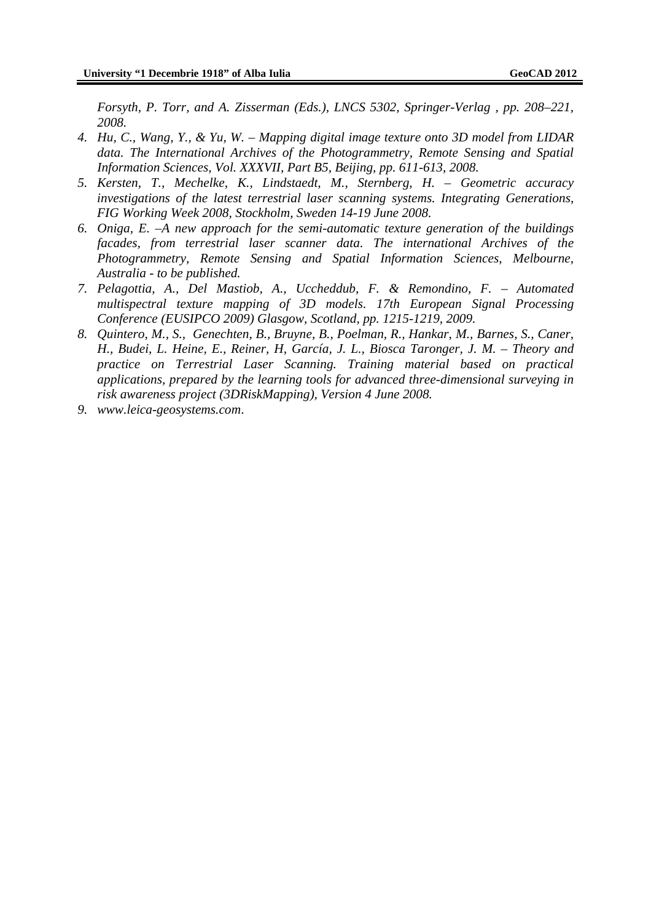*Forsyth, P. Torr, and A. Zisserman (Eds.), LNCS 5302, Springer-Verlag , pp. 208–221, 2008.*

4. *Hu, C., Wang, Y., & Yu, W. – Mapping digital image texture onto 3D model from LIDAR data. The International Archives of the Photogrammetry, Remote Sensing and Spatial Information Sciences, Vol. XXXVII, Part B5, Beijing, pp. 611-613, 2008.*
5. *Kersten, T., Mechelke, K., Lindstaedt, M., Sternberg, H. – Geometric accuracy investigations of the latest terrestrial laser scanning systems. Integrating Generations, FIG Working Week 2008, Stockholm, Sweden 14-19 June 2008.*
6. *Oniga, E. –A new approach for the semi-automatic texture generation of the buildings facades, from terrestrial laser scanner data. The international Archives of the Photogrammetry, Remote Sensing and Spatial Information Sciences, Melbourne, Australia - to be published.*
7. *Pelagottia, A., Del Mastiob, A., Uccheddub, F. & Remondino, F. – Automated multispectral texture mapping of 3D models. 17th European Signal Processing Conference (EUSIPCO 2009) Glasgow, Scotland, pp. 1215-1219, 2009.*
8. *Quintero, M., S., Genechten, B., Bruyne, B., Poelman, R., Hankar, M., Barnes, S., Caner, H., Budei, L. Heine, E., Reiner, H, García, J. L., Biosca Taronger, J. M. – Theory and practice on Terrestrial Laser Scanning. Training material based on practical applications, prepared by the learning tools for advanced three-dimensional surveying in risk awareness project (3DRiskMapping), Version 4 June 2008.*
9. *www.leica-geosystems.com*.